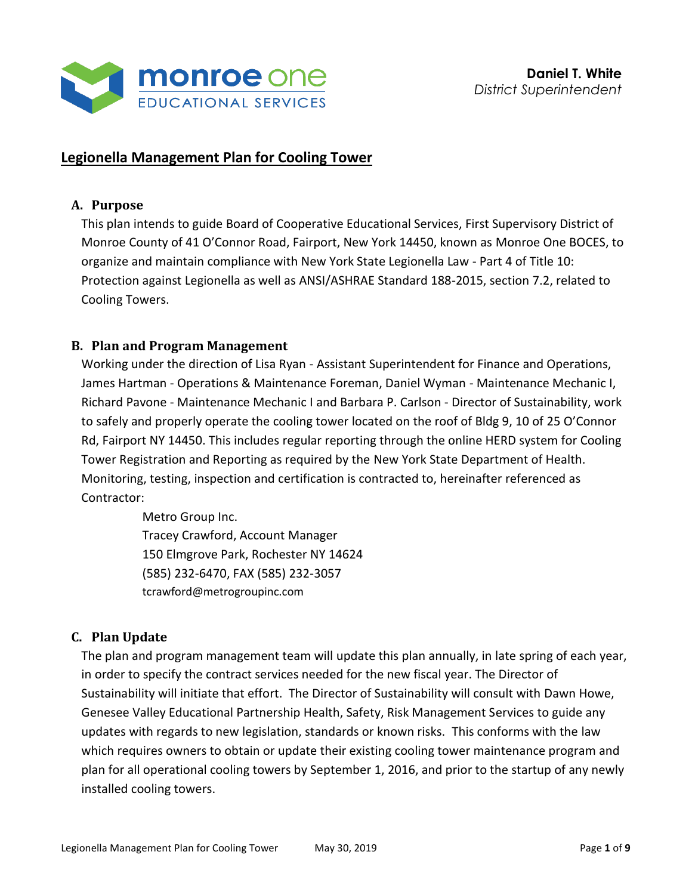monroe one
EDUCATIONAL SERVICES

**Daniel T. White**
*District Superintendent*

# Legionella Management Plan for Cooling Tower

## A. Purpose

This plan intends to guide Board of Cooperative Educational Services, First Supervisory District of Monroe County of 41 O'Connor Road, Fairport, New York 14450, known as Monroe One BOCES, to organize and maintain compliance with New York State Legionella Law - Part 4 of Title 10: Protection against Legionella as well as ANSI/ASHRAE Standard 188-2015, section 7.2, related to Cooling Towers.

## B. Plan and Program Management

Working under the direction of Lisa Ryan - Assistant Superintendent for Finance and Operations, James Hartman - Operations & Maintenance Foreman, Daniel Wyman - Maintenance Mechanic I, Richard Pavone - Maintenance Mechanic I and Barbara P. Carlson - Director of Sustainability, work to safely and properly operate the cooling tower located on the roof of Bldg 9, 10 of 25 O'Connor Rd, Fairport NY 14450. This includes regular reporting through the online HERD system for Cooling Tower Registration and Reporting as required by the New York State Department of Health. Monitoring, testing, inspection and certification is contracted to, hereinafter referenced as Contractor:

Metro Group Inc.
Tracey Crawford, Account Manager
150 Elmgrove Park, Rochester NY 14624
(585) 232-6470, FAX (585) 232-3057
tcrawford@metrogroupinc.com

## C. Plan Update

The plan and program management team will update this plan annually, in late spring of each year, in order to specify the contract services needed for the new fiscal year. The Director of Sustainability will initiate that effort. The Director of Sustainability will consult with Dawn Howe, Genesee Valley Educational Partnership Health, Safety, Risk Management Services to guide any updates with regards to new legislation, standards or known risks. This conforms with the law which requires owners to obtain or update their existing cooling tower maintenance program and plan for all operational cooling towers by September 1, 2016, and prior to the startup of any newly installed cooling towers.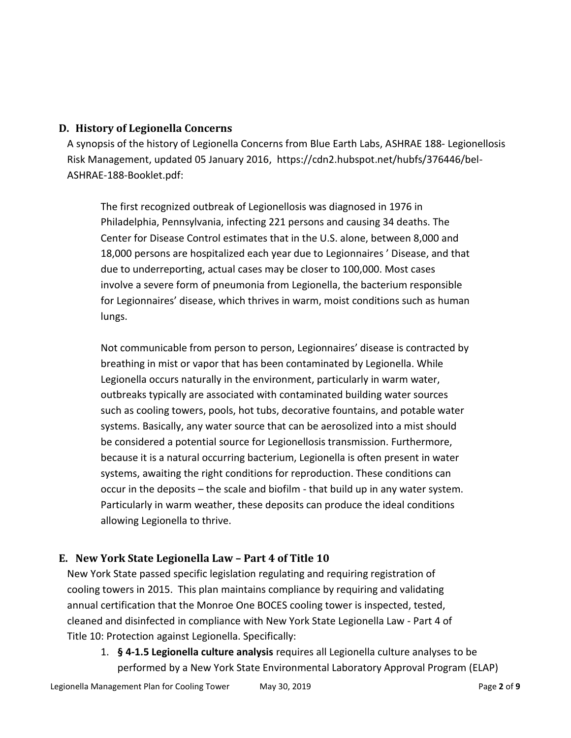## D. History of Legionella Concerns

A synopsis of the history of Legionella Concerns from Blue Earth Labs, ASHRAE 188- Legionellosis Risk Management, updated 05 January 2016, https://cdn2.hubspot.net/hubfs/376446/bel-ASHRAE-188-Booklet.pdf:

> The first recognized outbreak of Legionellosis was diagnosed in 1976 in Philadelphia, Pennsylvania, infecting 221 persons and causing 34 deaths. The Center for Disease Control estimates that in the U.S. alone, between 8,000 and 18,000 persons are hospitalized each year due to Legionnaires ' Disease, and that due to underreporting, actual cases may be closer to 100,000. Most cases involve a severe form of pneumonia from Legionella, the bacterium responsible for Legionnaires' disease, which thrives in warm, moist conditions such as human lungs.
>
> Not communicable from person to person, Legionnaires' disease is contracted by breathing in mist or vapor that has been contaminated by Legionella. While Legionella occurs naturally in the environment, particularly in warm water, outbreaks typically are associated with contaminated building water sources such as cooling towers, pools, hot tubs, decorative fountains, and potable water systems. Basically, any water source that can be aerosolized into a mist should be considered a potential source for Legionellosis transmission. Furthermore, because it is a natural occurring bacterium, Legionella is often present in water systems, awaiting the right conditions for reproduction. These conditions can occur in the deposits – the scale and biofilm - that build up in any water system. Particularly in warm weather, these deposits can produce the ideal conditions allowing Legionella to thrive.

## E. New York State Legionella Law – Part 4 of Title 10

New York State passed specific legislation regulating and requiring registration of cooling towers in 2015. This plan maintains compliance by requiring and validating annual certification that the Monroe One BOCES cooling tower is inspected, tested, cleaned and disinfected in compliance with New York State Legionella Law - Part 4 of Title 10: Protection against Legionella. Specifically:

1. **§ 4-1.5 Legionella culture analysis** requires all Legionella culture analyses to be performed by a New York State Environmental Laboratory Approval Program (ELAP)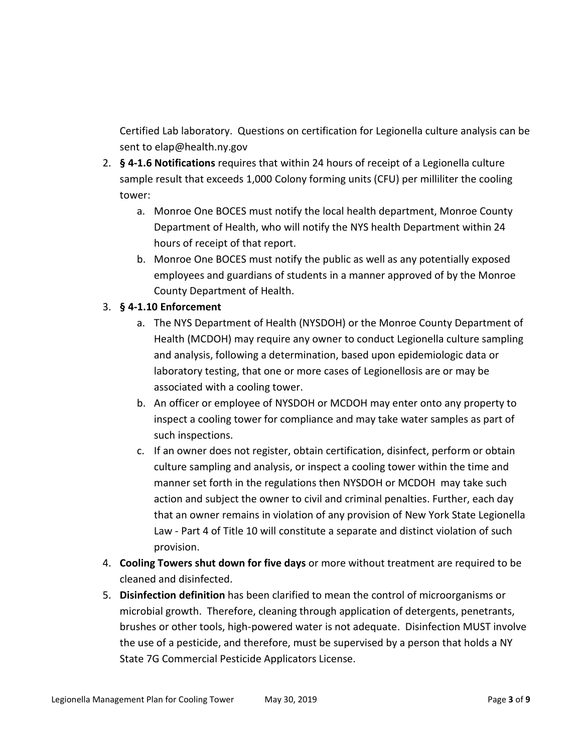Certified Lab laboratory. Questions on certification for Legionella culture analysis can be sent to elap@health.ny.gov

2. **§ 4-1.6 Notifications** requires that within 24 hours of receipt of a Legionella culture sample result that exceeds 1,000 Colony forming units (CFU) per milliliter the cooling tower:
   a. Monroe One BOCES must notify the local health department, Monroe County Department of Health, who will notify the NYS health Department within 24 hours of receipt of that report.
   b. Monroe One BOCES must notify the public as well as any potentially exposed employees and guardians of students in a manner approved of by the Monroe County Department of Health.
3. **§ 4-1.10 Enforcement**
   a. The NYS Department of Health (NYSDOH) or the Monroe County Department of Health (MCDOH) may require any owner to conduct Legionella culture sampling and analysis, following a determination, based upon epidemiologic data or laboratory testing, that one or more cases of Legionellosis are or may be associated with a cooling tower.
   b. An officer or employee of NYSDOH or MCDOH may enter onto any property to inspect a cooling tower for compliance and may take water samples as part of such inspections.
   c. If an owner does not register, obtain certification, disinfect, perform or obtain culture sampling and analysis, or inspect a cooling tower within the time and manner set forth in the regulations then NYSDOH or MCDOH may take such action and subject the owner to civil and criminal penalties. Further, each day that an owner remains in violation of any provision of New York State Legionella Law - Part 4 of Title 10 will constitute a separate and distinct violation of such provision.
4. **Cooling Towers shut down for five days** or more without treatment are required to be cleaned and disinfected.
5. **Disinfection definition** has been clarified to mean the control of microorganisms or microbial growth. Therefore, cleaning through application of detergents, penetrants, brushes or other tools, high-powered water is not adequate. Disinfection MUST involve the use of a pesticide, and therefore, must be supervised by a person that holds a NY State 7G Commercial Pesticide Applicators License.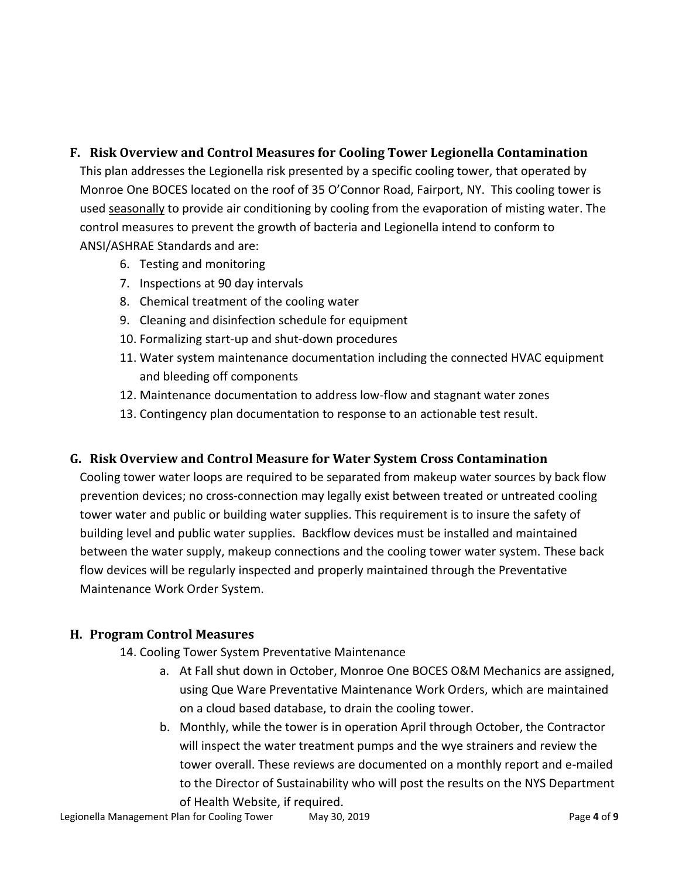## F. Risk Overview and Control Measures for Cooling Tower Legionella Contamination

This plan addresses the Legionella risk presented by a specific cooling tower, that operated by Monroe One BOCES located on the roof of 35 O'Connor Road, Fairport, NY. This cooling tower is used <u>seasonally</u> to provide air conditioning by cooling from the evaporation of misting water. The control measures to prevent the growth of bacteria and Legionella intend to conform to ANSI/ASHRAE Standards and are:

6. Testing and monitoring
7. Inspections at 90 day intervals
8. Chemical treatment of the cooling water
9. Cleaning and disinfection schedule for equipment
10. Formalizing start-up and shut-down procedures
11. Water system maintenance documentation including the connected HVAC equipment and bleeding off components
12. Maintenance documentation to address low-flow and stagnant water zones
13. Contingency plan documentation to response to an actionable test result.

## G. Risk Overview and Control Measure for Water System Cross Contamination

Cooling tower water loops are required to be separated from makeup water sources by back flow prevention devices; no cross-connection may legally exist between treated or untreated cooling tower water and public or building water supplies. This requirement is to insure the safety of building level and public water supplies. Backflow devices must be installed and maintained between the water supply, makeup connections and the cooling tower water system. These back flow devices will be regularly inspected and properly maintained through the Preventative Maintenance Work Order System.

## H. Program Control Measures

14. Cooling Tower System Preventative Maintenance
    a. At Fall shut down in October, Monroe One BOCES O&M Mechanics are assigned, using Que Ware Preventative Maintenance Work Orders, which are maintained on a cloud based database, to drain the cooling tower.
    b. Monthly, while the tower is in operation April through October, the Contractor will inspect the water treatment pumps and the wye strainers and review the tower overall. These reviews are documented on a monthly report and e-mailed to the Director of Sustainability who will post the results on the NYS Department of Health Website, if required.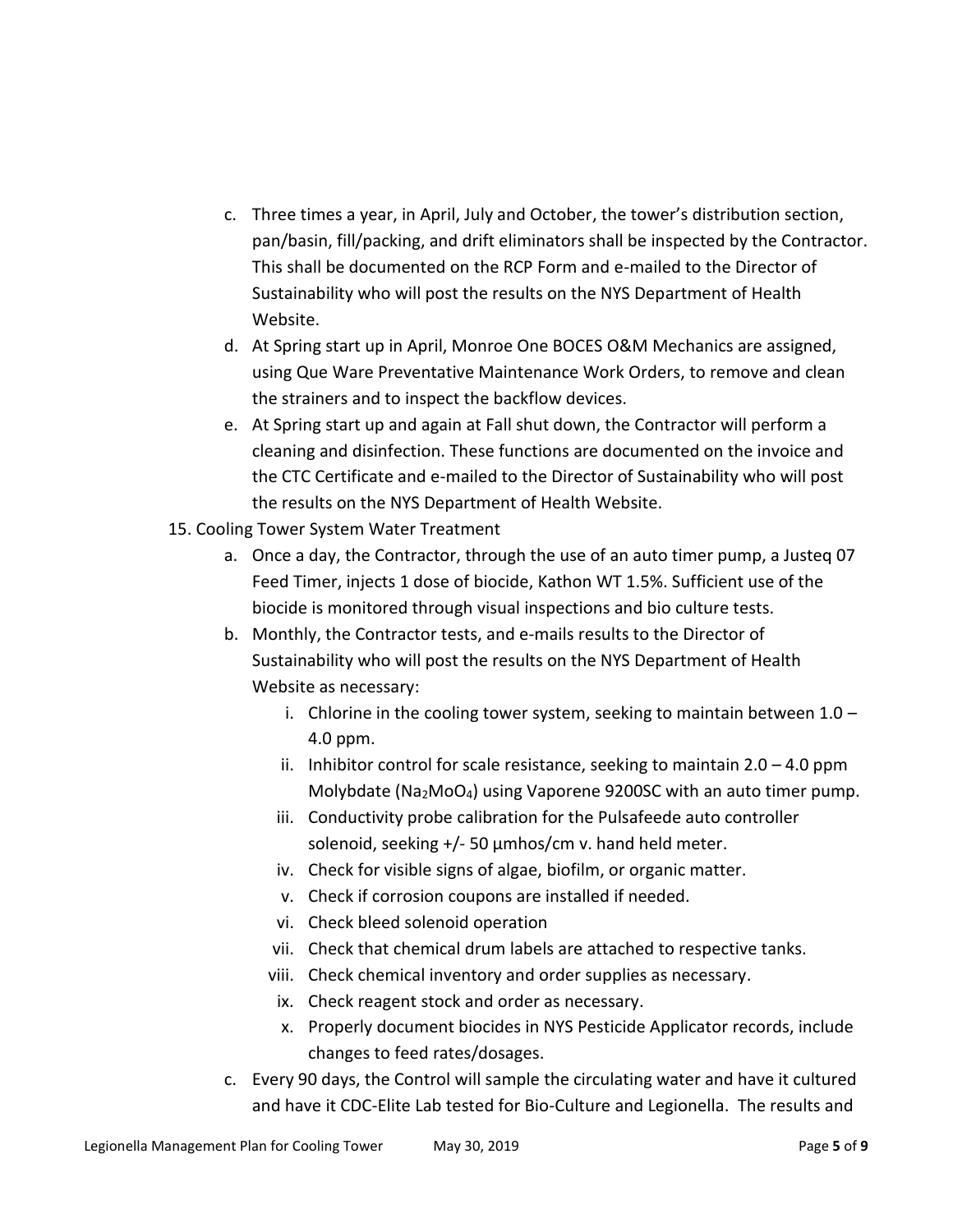c. Three times a year, in April, July and October, the tower's distribution section, pan/basin, fill/packing, and drift eliminators shall be inspected by the Contractor. This shall be documented on the RCP Form and e-mailed to the Director of Sustainability who will post the results on the NYS Department of Health Website.

d. At Spring start up in April, Monroe One BOCES O&M Mechanics are assigned, using Que Ware Preventative Maintenance Work Orders, to remove and clean the strainers and to inspect the backflow devices.

e. At Spring start up and again at Fall shut down, the Contractor will perform a cleaning and disinfection. These functions are documented on the invoice and the CTC Certificate and e-mailed to the Director of Sustainability who will post the results on the NYS Department of Health Website.

15. Cooling Tower System Water Treatment

a. Once a day, the Contractor, through the use of an auto timer pump, a Justeq 07 Feed Timer, injects 1 dose of biocide, Kathon WT 1.5%. Sufficient use of the biocide is monitored through visual inspections and bio culture tests.

b. Monthly, the Contractor tests, and e-mails results to the Director of Sustainability who will post the results on the NYS Department of Health Website as necessary:

i. Chlorine in the cooling tower system, seeking to maintain between 1.0 – 4.0 ppm.

ii. Inhibitor control for scale resistance, seeking to maintain 2.0 – 4.0 ppm Molybdate ($Na_2MoO_4$) using Vaporene 9200SC with an auto timer pump.

iii. Conductivity probe calibration for the Pulsafeede auto controller solenoid, seeking +/- 50 µmhos/cm v. hand held meter.

iv. Check for visible signs of algae, biofilm, or organic matter.

v. Check if corrosion coupons are installed if needed.

vi. Check bleed solenoid operation

vii. Check that chemical drum labels are attached to respective tanks.

viii. Check chemical inventory and order supplies as necessary.

ix. Check reagent stock and order as necessary.

x. Properly document biocides in NYS Pesticide Applicator records, include changes to feed rates/dosages.

c. Every 90 days, the Control will sample the circulating water and have it cultured and have it CDC-Elite Lab tested for Bio-Culture and Legionella. The results and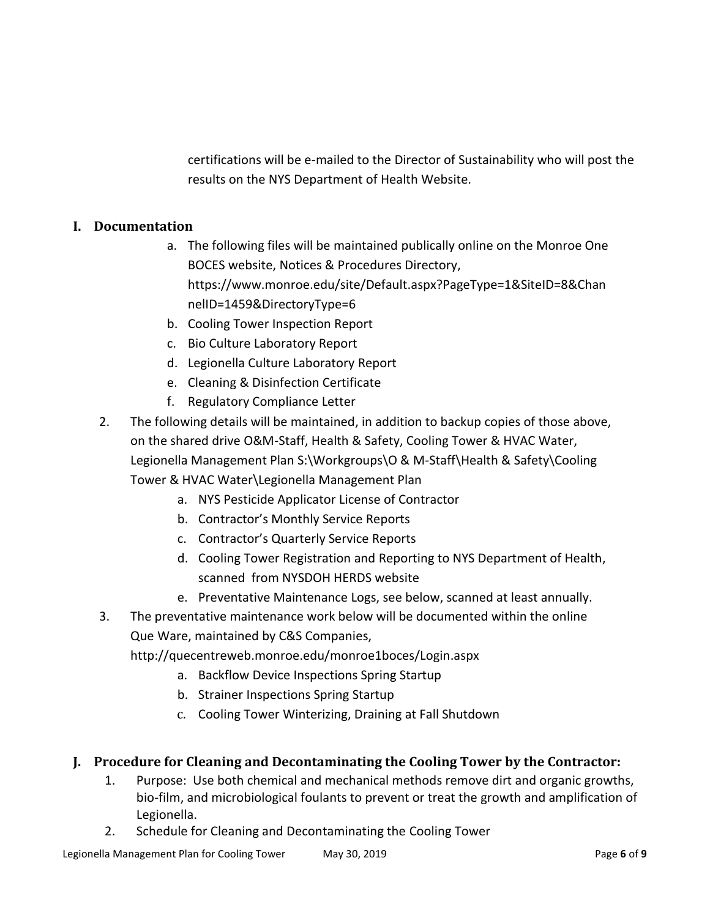certifications will be e-mailed to the Director of Sustainability who will post the results on the NYS Department of Health Website.

## I. Documentation

a. The following files will be maintained publically online on the Monroe One BOCES website, Notices & Procedures Directory, https://www.monroe.edu/site/Default.aspx?PageType=1&SiteID=8&ChannelID=1459&DirectoryType=6
b. Cooling Tower Inspection Report
c. Bio Culture Laboratory Report
d. Legionella Culture Laboratory Report
e. Cleaning & Disinfection Certificate
f. Regulatory Compliance Letter

2. The following details will be maintained, in addition to backup copies of those above, on the shared drive O&M-Staff, Health & Safety, Cooling Tower & HVAC Water, Legionella Management Plan S:\Workgroups\O & M-Staff\Health & Safety\Cooling Tower & HVAC Water\Legionella Management Plan
   a. NYS Pesticide Applicator License of Contractor
   b. Contractor's Monthly Service Reports
   c. Contractor's Quarterly Service Reports
   d. Cooling Tower Registration and Reporting to NYS Department of Health, scanned from NYSDOH HERDS website
   e. Preventative Maintenance Logs, see below, scanned at least annually.
3. The preventative maintenance work below will be documented within the online Que Ware, maintained by C&S Companies, http://quecentreweb.monroe.edu/monroe1boces/Login.aspx
   a. Backflow Device Inspections Spring Startup
   b. Strainer Inspections Spring Startup
   c. Cooling Tower Winterizing, Draining at Fall Shutdown

## J. Procedure for Cleaning and Decontaminating the Cooling Tower by the Contractor:

1. Purpose: Use both chemical and mechanical methods remove dirt and organic growths, bio-film, and microbiological foulants to prevent or treat the growth and amplification of Legionella.
2. Schedule for Cleaning and Decontaminating the Cooling Tower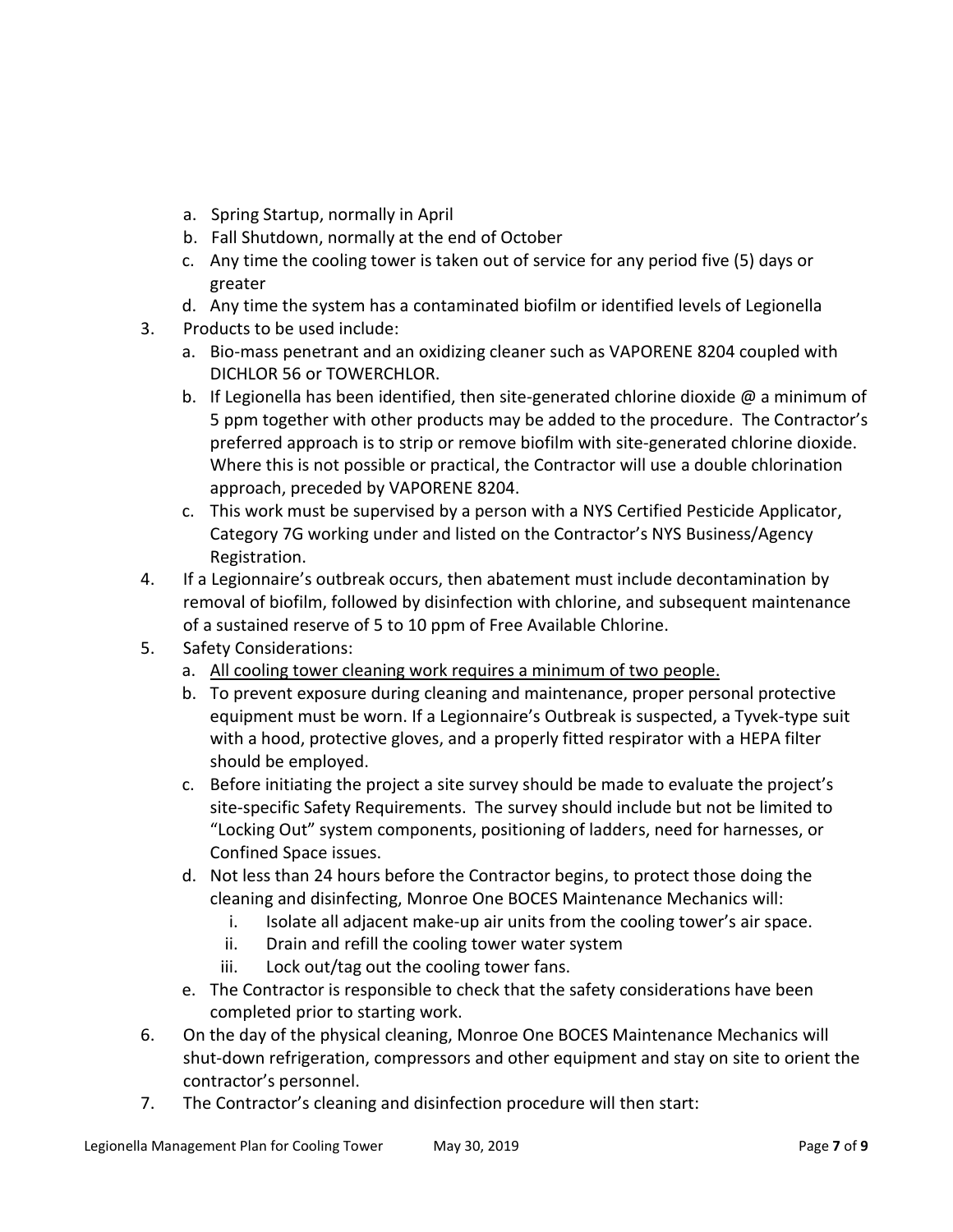a. Spring Startup, normally in April
b. Fall Shutdown, normally at the end of October
c. Any time the cooling tower is taken out of service for any period five (5) days or greater
d. Any time the system has a contaminated biofilm or identified levels of Legionella

3. Products to be used include:
    a. Bio-mass penetrant and an oxidizing cleaner such as VAPORENE 8204 coupled with DICHLOR 56 or TOWERCHLOR.
    b. If Legionella has been identified, then site-generated chlorine dioxide @ a minimum of 5 ppm together with other products may be added to the procedure. The Contractor's preferred approach is to strip or remove biofilm with site-generated chlorine dioxide. Where this is not possible or practical, the Contractor will use a double chlorination approach, preceded by VAPORENE 8204.
    c. This work must be supervised by a person with a NYS Certified Pesticide Applicator, Category 7G working under and listed on the Contractor's NYS Business/Agency Registration.
4. If a Legionnaire's outbreak occurs, then abatement must include decontamination by removal of biofilm, followed by disinfection with chlorine, and subsequent maintenance of a sustained reserve of 5 to 10 ppm of Free Available Chlorine.
5. Safety Considerations:
    a. <u>All cooling tower cleaning work requires a minimum of two people.</u>
    b. To prevent exposure during cleaning and maintenance, proper personal protective equipment must be worn. If a Legionnaire's Outbreak is suspected, a Tyvek-type suit with a hood, protective gloves, and a properly fitted respirator with a HEPA filter should be employed.
    c. Before initiating the project a site survey should be made to evaluate the project's site-specific Safety Requirements. The survey should include but not be limited to "Locking Out" system components, positioning of ladders, need for harnesses, or Confined Space issues.
    d. Not less than 24 hours before the Contractor begins, to protect those doing the cleaning and disinfecting, Monroe One BOCES Maintenance Mechanics will:
        i. Isolate all adjacent make-up air units from the cooling tower's air space.
        ii. Drain and refill the cooling tower water system
        iii. Lock out/tag out the cooling tower fans.
    e. The Contractor is responsible to check that the safety considerations have been completed prior to starting work.
6. On the day of the physical cleaning, Monroe One BOCES Maintenance Mechanics will shut-down refrigeration, compressors and other equipment and stay on site to orient the contractor's personnel.
7. The Contractor's cleaning and disinfection procedure will then start: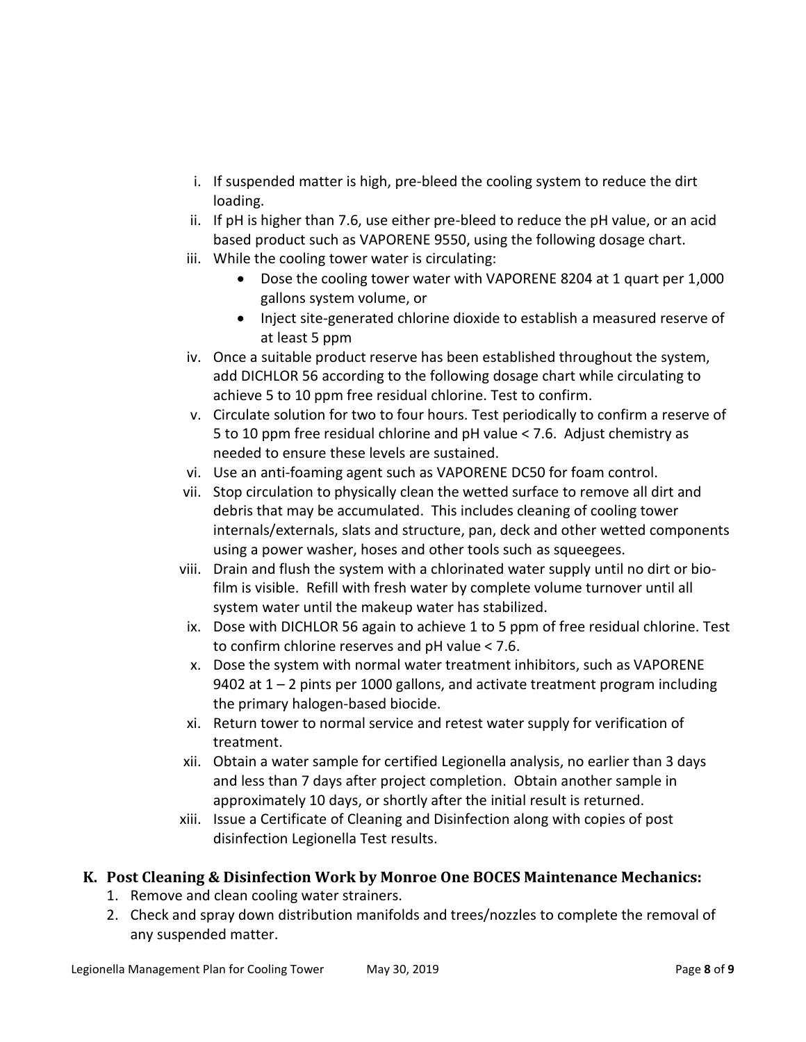i. If suspended matter is high, pre-bleed the cooling system to reduce the dirt loading.
ii. If pH is higher than 7.6, use either pre-bleed to reduce the pH value, or an acid based product such as VAPORENE 9550, using the following dosage chart.
iii. While the cooling tower water is circulating:
    - Dose the cooling tower water with VAPORENE 8204 at 1 quart per 1,000 gallons system volume, or
    - Inject site-generated chlorine dioxide to establish a measured reserve of at least 5 ppm
iv. Once a suitable product reserve has been established throughout the system, add DICHLOR 56 according to the following dosage chart while circulating to achieve 5 to 10 ppm free residual chlorine. Test to confirm.
v. Circulate solution for two to four hours. Test periodically to confirm a reserve of 5 to 10 ppm free residual chlorine and pH value < 7.6. Adjust chemistry as needed to ensure these levels are sustained.
vi. Use an anti-foaming agent such as VAPORENE DC50 for foam control.
vii. Stop circulation to physically clean the wetted surface to remove all dirt and debris that may be accumulated. This includes cleaning of cooling tower internals/externals, slats and structure, pan, deck and other wetted components using a power washer, hoses and other tools such as squeegees.
viii. Drain and flush the system with a chlorinated water supply until no dirt or bio-film is visible. Refill with fresh water by complete volume turnover until all system water until the makeup water has stabilized.
ix. Dose with DICHLOR 56 again to achieve 1 to 5 ppm of free residual chlorine. Test to confirm chlorine reserves and pH value < 7.6.
x. Dose the system with normal water treatment inhibitors, such as VAPORENE 9402 at 1 – 2 pints per 1000 gallons, and activate treatment program including the primary halogen-based biocide.
xi. Return tower to normal service and retest water supply for verification of treatment.
xii. Obtain a water sample for certified Legionella analysis, no earlier than 3 days and less than 7 days after project completion. Obtain another sample in approximately 10 days, or shortly after the initial result is returned.
xiii. Issue a Certificate of Cleaning and Disinfection along with copies of post disinfection Legionella Test results.

## K. Post Cleaning & Disinfection Work by Monroe One BOCES Maintenance Mechanics:

1. Remove and clean cooling water strainers.
2. Check and spray down distribution manifolds and trees/nozzles to complete the removal of any suspended matter.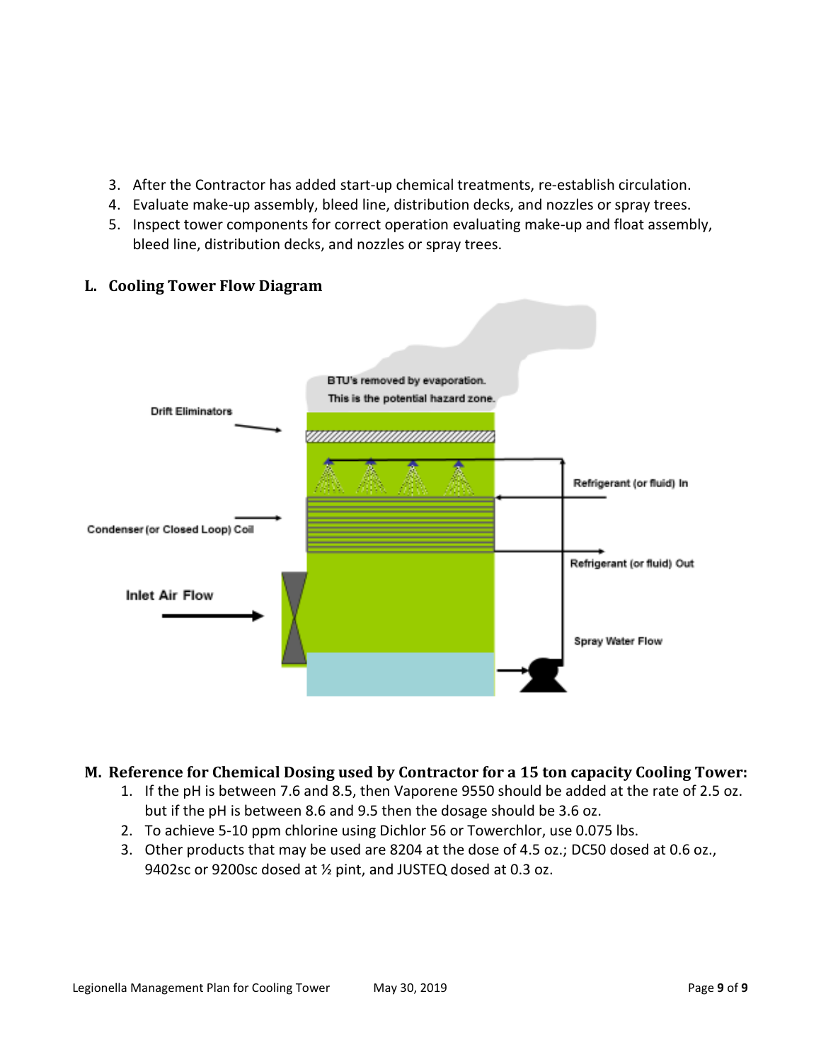3. After the Contractor has added start-up chemical treatments, re-establish circulation.
4. Evaluate make-up assembly, bleed line, distribution decks, and nozzles or spray trees.
5. Inspect tower components for correct operation evaluating make-up and float assembly, bleed line, distribution decks, and nozzles or spray trees.

## L. Cooling Tower Flow Diagram

BTU's removed by evaporation.
This is the potential hazard zone.

Drift Eliminators

Refrigerant (or fluid) In

Condenser (or Closed Loop) Coil

Refrigerant (or fluid) Out

Inlet Air Flow

Spray Water Flow

## M. Reference for Chemical Dosing used by Contractor for a 15 ton capacity Cooling Tower:

1. If the pH is between 7.6 and 8.5, then Vaporene 9550 should be added at the rate of 2.5 oz. but if the pH is between 8.6 and 9.5 then the dosage should be 3.6 oz.
2. To achieve 5-10 ppm chlorine using Dichlor 56 or Towerchlor, use 0.075 lbs.
3. Other products that may be used are 8204 at the dose of 4.5 oz.; DC50 dosed at 0.6 oz., 9402sc or 9200sc dosed at ½ pint, and JUSTEQ dosed at 0.3 oz.